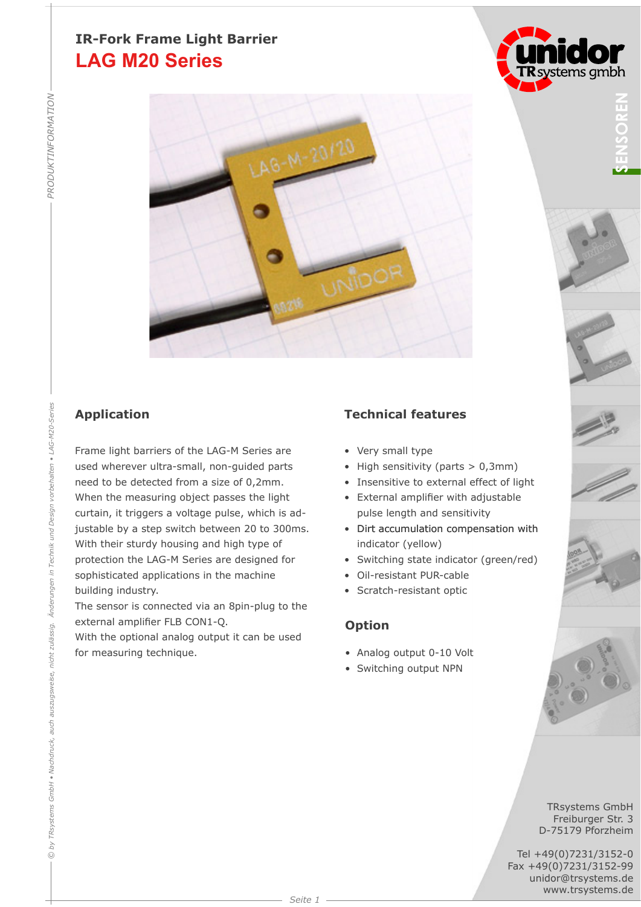# IR-Fork Frame Light Barrier

## LAG M20 Series

## Application

Frame light barriers of the LAG-M Series are used wherever ultra-small, non-guided parts need to be detected from a size of 0,2mm. When the measuring object passes the light curtain, it triggers a voltage pulse, which is adjustable by a step switch between 20 to 300ms. With their sturdy housing and high type of protection the LAG-M Series are designed for sophisticated applications in the machine building industry.
The sensor is connected via an 8pin-plug to the external amplifier FLB CON1-Q.
With the optional analog output it can be used for measuring technique.

## Technical features

- Very small type
- High sensitivity (parts > 0,3mm)
- Insensitive to external effect of light
- External amplifier with adjustable pulse length and sensitivity
- Dirt accumulation compensation with indicator (yellow)
- Switching state indicator (green/red)
- Oil-resistant PUR-cable
- Scratch-resistant optic

## Option

- Analog output 0-10 Volt
- Switching output NPN

TRsystems GmbH
Freiburger Str. 3
D-75179 Pforzheim

Tel +49(0)7231/3152-0
Fax +49(0)7231/3152-99
unidor@trsystems.de
www.trsystems.de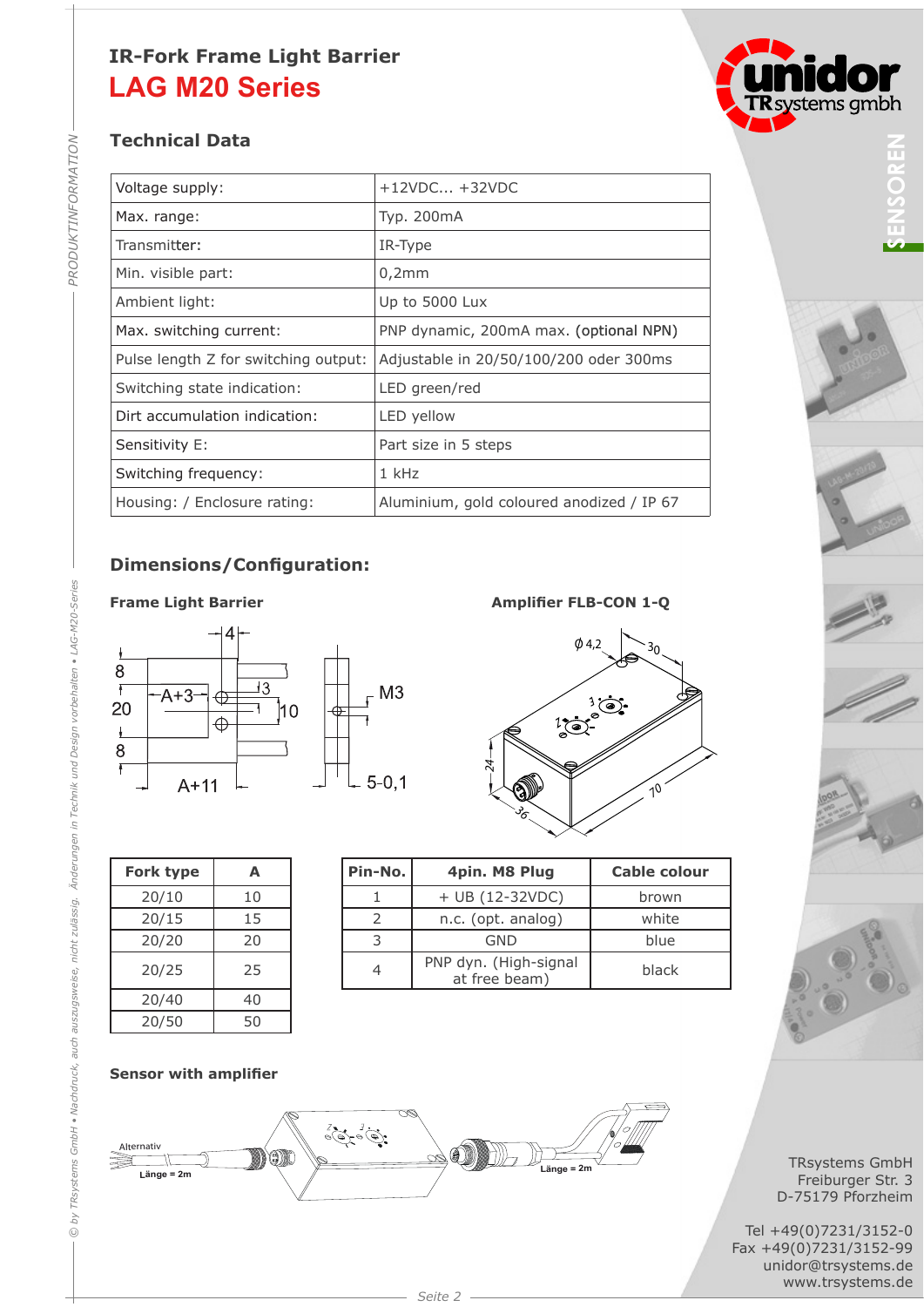# IR-Fork Frame Light Barrier

# LAG M20 Series

## Technical Data

| | |
|---|---|
| Voltage supply: | +12VDC... +32VDC |
| Max. range: | Typ. 200mA |
| Transmitter: | IR-Type |
| Min. visible part: | 0,2mm |
| Ambient light: | Up to 5000 Lux |
| Max. switching current: | PNP dynamic, 200mA max. (optional NPN) |
| Pulse length Z for switching output: | Adjustable in 20/50/100/200 oder 300ms |
| Switching state indication: | LED green/red |
| Dirt accumulation indication: | LED yellow |
| Sensitivity E: | Part size in 5 steps |
| Switching frequency: | 1 kHz |
| Housing: / Enclosure rating: | Aluminium, gold coloured anodized / IP 67 |

## Dimensions/Configuration:

**Frame Light Barrier**

**Amplifier FLB-CON 1-Q**

| Fork type | A |
|---|---|
| 20/10 | 10 |
| 20/15 | 15 |
| 20/20 | 20 |
| 20/25 | 25 |
| 20/40 | 40 |
| 20/50 | 50 |

| Pin-No. | 4pin. M8 Plug | Cable colour |
|---|---|---|
| 1 | + UB (12-32VDC) | brown |
| 2 | n.c. (opt. analog) | white |
| 3 | GND | blue |
| 4 | PNP dyn. (High-signal at free beam) | black |

**Sensor with amplifier**

TRsystems GmbH
Freiburger Str. 3
D-75179 Pforzheim

Tel +49(0)7231/3152-0
Fax +49(0)7231/3152-99
unidor@trsystems.de
www.trsystems.de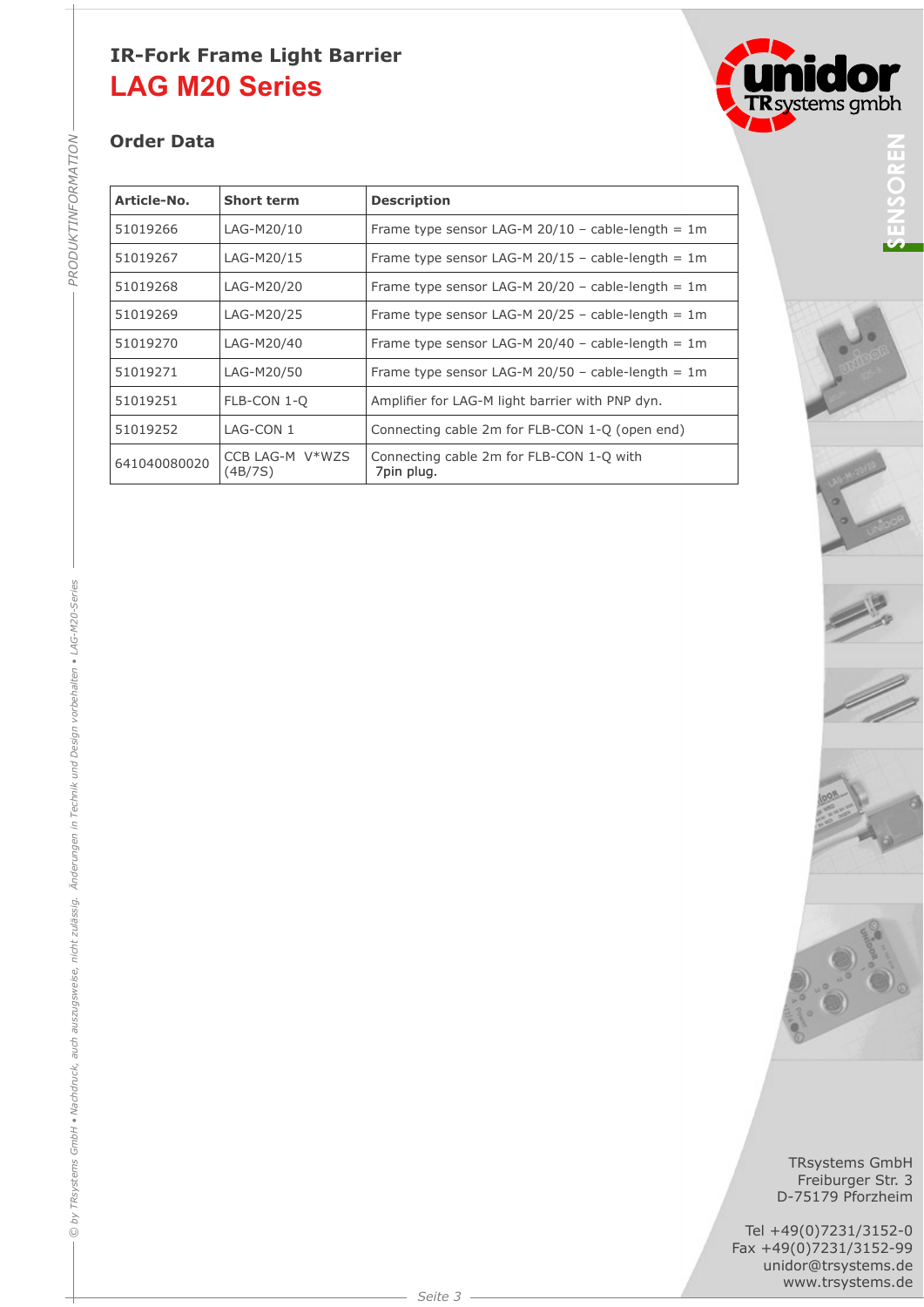# IR-Fork Frame Light Barrier

# LAG M20 Series

## Order Data

| Article-No. | Short term | Description |
|---|---|---|
| 51019266 | LAG-M20/10 | Frame type sensor LAG-M 20/10 – cable-length = 1m |
| 51019267 | LAG-M20/15 | Frame type sensor LAG-M 20/15 – cable-length = 1m |
| 51019268 | LAG-M20/20 | Frame type sensor LAG-M 20/20 – cable-length = 1m |
| 51019269 | LAG-M20/25 | Frame type sensor LAG-M 20/25 – cable-length = 1m |
| 51019270 | LAG-M20/40 | Frame type sensor LAG-M 20/40 – cable-length = 1m |
| 51019271 | LAG-M20/50 | Frame type sensor LAG-M 20/50 – cable-length = 1m |
| 51019251 | FLB-CON 1-Q | Amplifier for LAG-M light barrier with PNP dyn. |
| 51019252 | LAG-CON 1 | Connecting cable 2m for FLB-CON 1-Q (open end) |
| 641040080020 | CCB LAG-M V*WZS (4B/7S) | Connecting cable 2m for FLB-CON 1-Q with 7pin plug. |

TRsystems GmbH
Freiburger Str. 3
D-75179 Pforzheim

Tel +49(0)7231/3152-0
Fax +49(0)7231/3152-99
unidor@trsystems.de
www.trsystems.de